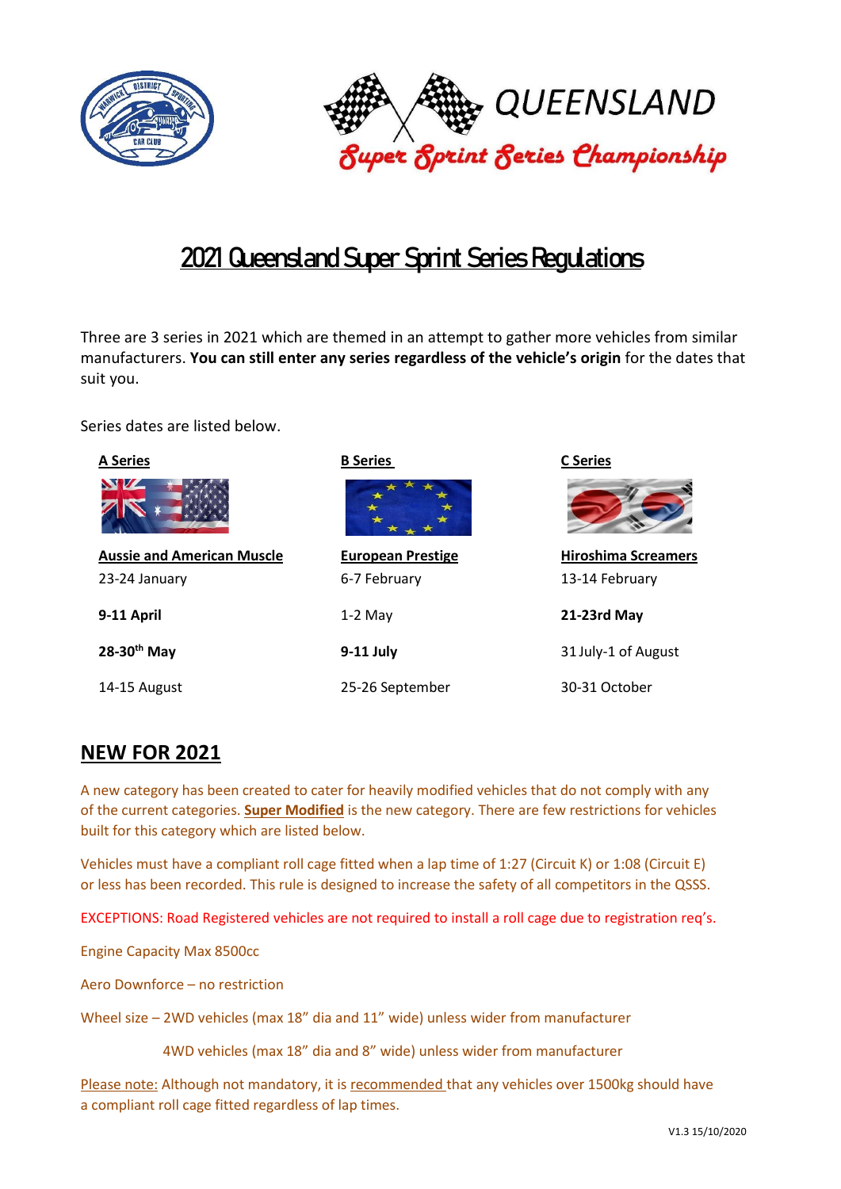QUEENSLAND

*Super Sprint Series Championship*

# 2021 Queensland Super Sprint Series Regulations

Three are 3 series in 2021 which are themed in an attempt to gather more vehicles from similar manufacturers. **You can still enter any series regardless of the vehicle's origin** for the dates that suit you.

Series dates are listed below.

| A Series | B Series | C Series |
|---|---|---|
| **Aussie and American Muscle** | **European Prestige** | **Hiroshima Screamers** |
| 23-24 January | 6-7 February | 13-14 February |
| **9-11 April** | 1-2 May | **21-23rd May** |
| **28-30th May** | **9-11 July** | 31 July-1 of August |
| 14-15 August | 25-26 September | 30-31 October |

## NEW FOR 2021

A new category has been created to cater for heavily modified vehicles that do not comply with any of the current categories. **Super Modified** is the new category. There are few restrictions for vehicles built for this category which are listed below.

Vehicles must have a compliant roll cage fitted when a lap time of 1:27 (Circuit K) or 1:08 (Circuit E) or less has been recorded. This rule is designed to increase the safety of all competitors in the QSSS.

EXCEPTIONS: Road Registered vehicles are not required to install a roll cage due to registration req's.

Engine Capacity Max 8500cc

Aero Downforce – no restriction

Wheel size – 2WD vehicles (max 18" dia and 11" wide) unless wider from manufacturer

4WD vehicles (max 18" dia and 8" wide) unless wider from manufacturer

Please note: Although not mandatory, it is recommended that any vehicles over 1500kg should have a compliant roll cage fitted regardless of lap times.

V1.3 15/10/2020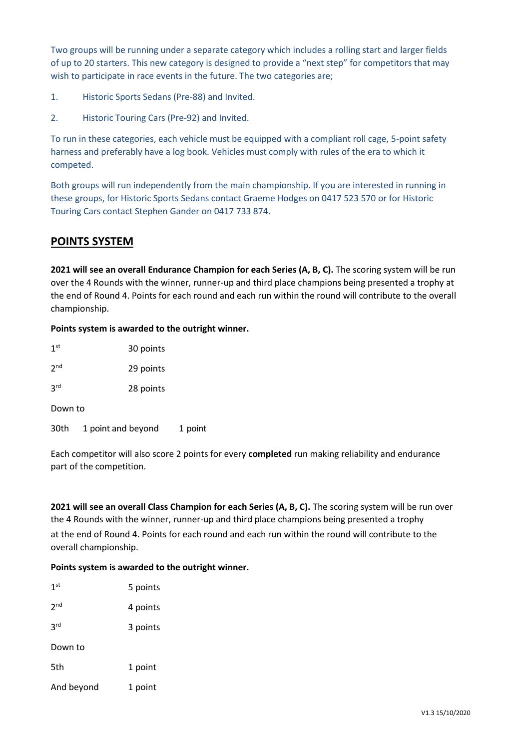Two groups will be running under a separate category which includes a rolling start and larger fields of up to 20 starters. This new category is designed to provide a "next step" for competitors that may wish to participate in race events in the future. The two categories are;

1. Historic Sports Sedans (Pre-88) and Invited.
2. Historic Touring Cars (Pre-92) and Invited.

To run in these categories, each vehicle must be equipped with a compliant roll cage, 5-point safety harness and preferably have a log book. Vehicles must comply with rules of the era to which it competed.

Both groups will run independently from the main championship. If you are interested in running in these groups, for Historic Sports Sedans contact Graeme Hodges on 0417 523 570 or for Historic Touring Cars contact Stephen Gander on 0417 733 874.

## POINTS SYSTEM

**2021 will see an overall Endurance Champion for each Series (A, B, C).** The scoring system will be run over the 4 Rounds with the winner, runner-up and third place champions being presented a trophy at the end of Round 4. Points for each round and each run within the round will contribute to the overall championship.

**Points system is awarded to the outright winner.**

1st 30 points

2nd 29 points

3rd 28 points

Down to

30th 1 point and beyond 1 point

Each competitor will also score 2 points for every **completed** run making reliability and endurance part of the competition.

**2021 will see an overall Class Champion for each Series (A, B, C).** The scoring system will be run over the 4 Rounds with the winner, runner-up and third place champions being presented a trophy at the end of Round 4. Points for each round and each run within the round will contribute to the overall championship.

**Points system is awarded to the outright winner.**

1st 5 points

2nd 4 points

3rd 3 points

Down to

5th 1 point

And beyond 1 point

V1.3 15/10/2020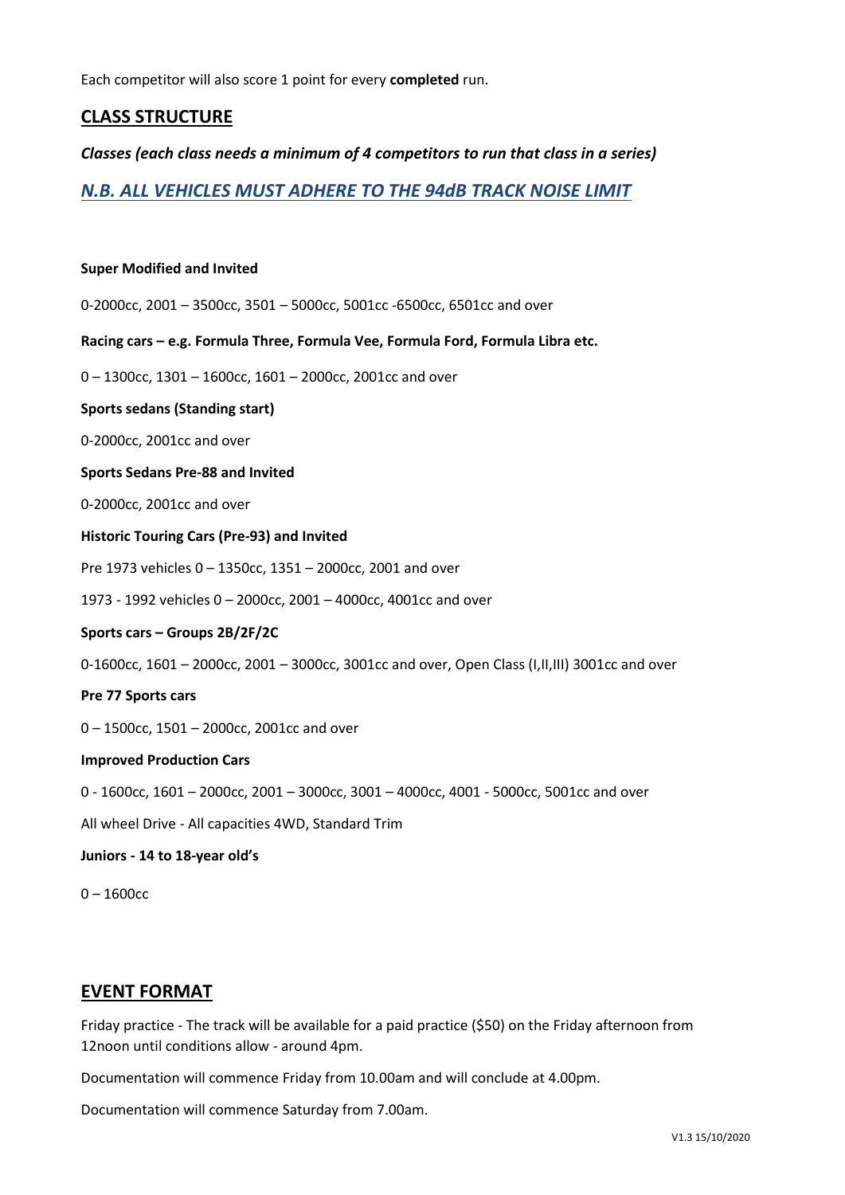Each competitor will also score 1 point for every **completed** run.

## CLASS STRUCTURE

***Classes (each class needs a minimum of 4 competitors to run that class in a series)***

***N.B. ALL VEHICLES MUST ADHERE TO THE 94dB TRACK NOISE LIMIT***

**Super Modified and Invited**

0-2000cc, 2001 – 3500cc, 3501 – 5000cc, 5001cc -6500cc, 6501cc and over

**Racing cars – e.g. Formula Three, Formula Vee, Formula Ford, Formula Libra etc.**

0 – 1300cc, 1301 – 1600cc, 1601 – 2000cc, 2001cc and over

**Sports sedans (Standing start)**

0-2000cc, 2001cc and over

**Sports Sedans Pre-88 and Invited**

0-2000cc, 2001cc and over

**Historic Touring Cars (Pre-93) and Invited**

Pre 1973 vehicles 0 – 1350cc, 1351 – 2000cc, 2001 and over

1973 - 1992 vehicles 0 – 2000cc, 2001 – 4000cc, 4001cc and over

**Sports cars – Groups 2B/2F/2C**

0-1600cc, 1601 – 2000cc, 2001 – 3000cc, 3001cc and over, Open Class (I,II,III) 3001cc and over

**Pre 77 Sports cars**

0 – 1500cc, 1501 – 2000cc, 2001cc and over

**Improved Production Cars**

0 - 1600cc, 1601 – 2000cc, 2001 – 3000cc, 3001 – 4000cc, 4001 - 5000cc, 5001cc and over

All wheel Drive - All capacities 4WD, Standard Trim

**Juniors - 14 to 18-year old's**

0 – 1600cc

## EVENT FORMAT

Friday practice - The track will be available for a paid practice ($50) on the Friday afternoon from 12noon until conditions allow - around 4pm.

Documentation will commence Friday from 10.00am and will conclude at 4.00pm.

Documentation will commence Saturday from 7.00am.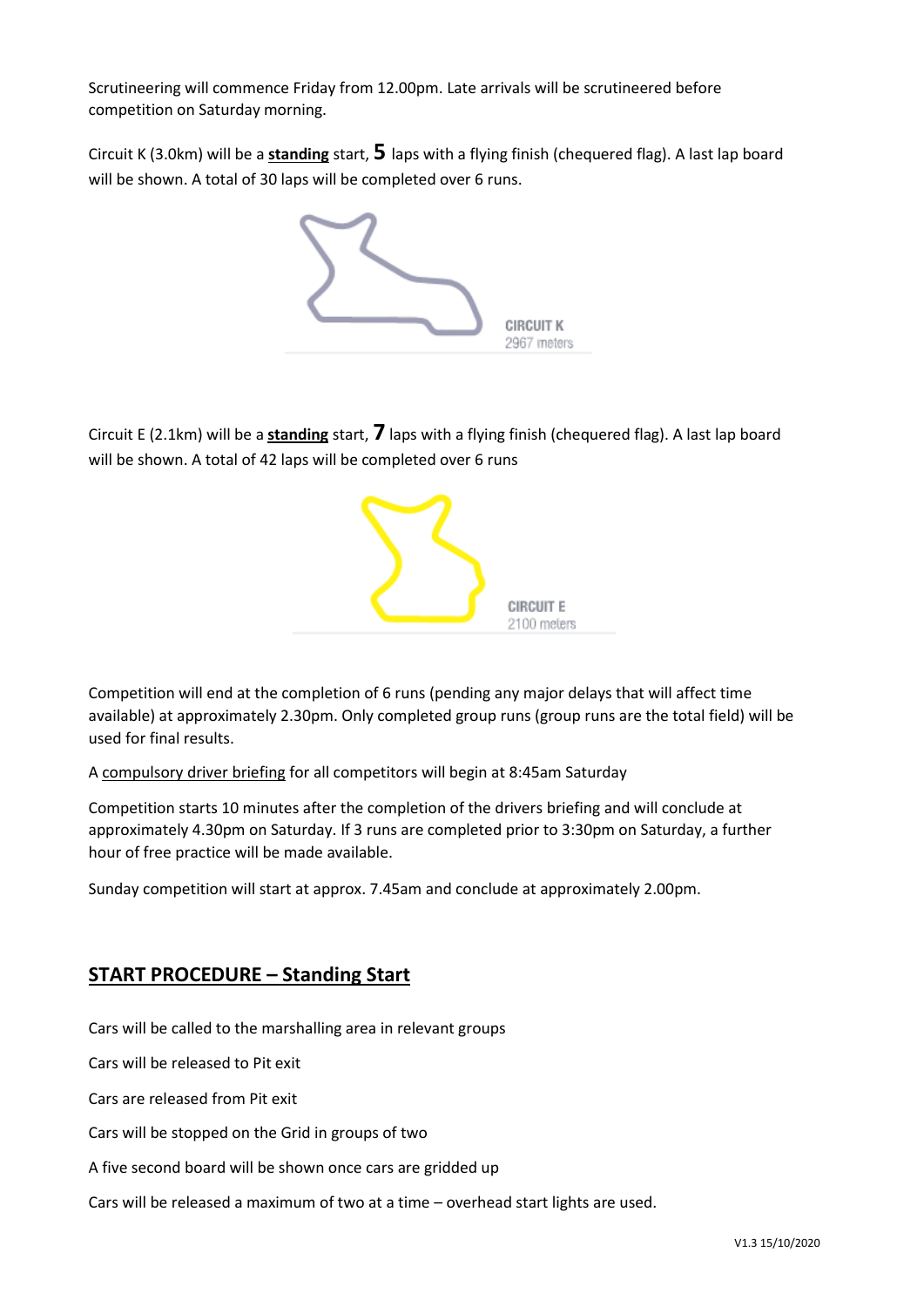Scrutineering will commence Friday from 12.00pm. Late arrivals will be scrutineered before competition on Saturday morning.

Circuit K (3.0km) will be a **standing** start, **5** laps with a flying finish (chequered flag). A last lap board will be shown. A total of 30 laps will be completed over 6 runs.

CIRCUIT K
2967 meters

Circuit E (2.1km) will be a **standing** start, **7** laps with a flying finish (chequered flag). A last lap board will be shown. A total of 42 laps will be completed over 6 runs

CIRCUIT E
2100 meters

Competition will end at the completion of 6 runs (pending any major delays that will affect time available) at approximately 2.30pm. Only completed group runs (group runs are the total field) will be used for final results.

A compulsory driver briefing for all competitors will begin at 8:45am Saturday

Competition starts 10 minutes after the completion of the drivers briefing and will conclude at approximately 4.30pm on Saturday. If 3 runs are completed prior to 3:30pm on Saturday, a further hour of free practice will be made available.

Sunday competition will start at approx. 7.45am and conclude at approximately 2.00pm.

## START PROCEDURE – Standing Start

Cars will be called to the marshalling area in relevant groups

Cars will be released to Pit exit

Cars are released from Pit exit

Cars will be stopped on the Grid in groups of two

A five second board will be shown once cars are gridded up

Cars will be released a maximum of two at a time – overhead start lights are used.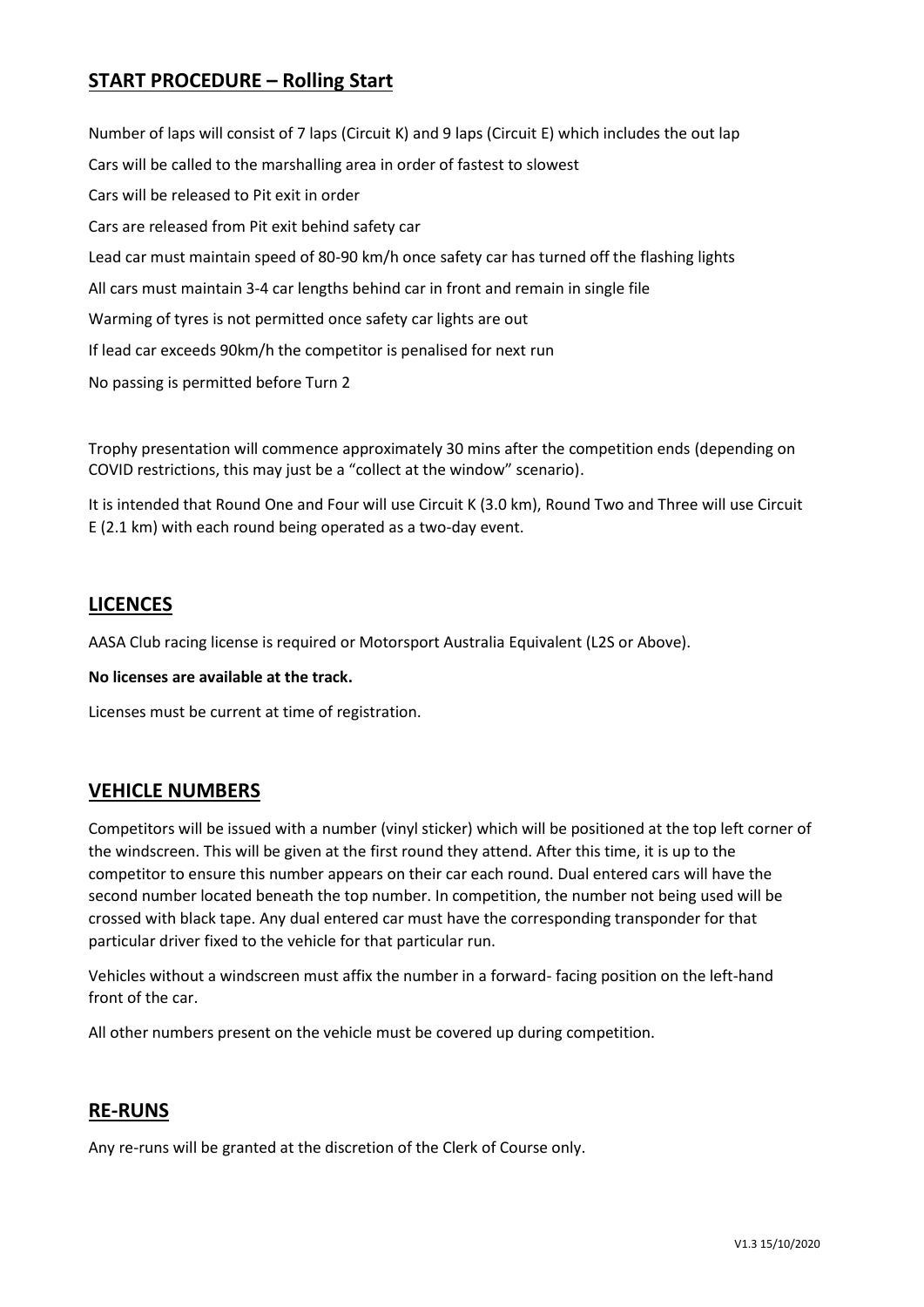## START PROCEDURE – Rolling Start

Number of laps will consist of 7 laps (Circuit K) and 9 laps (Circuit E) which includes the out lap

Cars will be called to the marshalling area in order of fastest to slowest

Cars will be released to Pit exit in order

Cars are released from Pit exit behind safety car

Lead car must maintain speed of 80-90 km/h once safety car has turned off the flashing lights

All cars must maintain 3-4 car lengths behind car in front and remain in single file

Warming of tyres is not permitted once safety car lights are out

If lead car exceeds 90km/h the competitor is penalised for next run

No passing is permitted before Turn 2

Trophy presentation will commence approximately 30 mins after the competition ends (depending on COVID restrictions, this may just be a "collect at the window" scenario).

It is intended that Round One and Four will use Circuit K (3.0 km), Round Two and Three will use Circuit E (2.1 km) with each round being operated as a two-day event.

## LICENCES

AASA Club racing license is required or Motorsport Australia Equivalent (L2S or Above).

**No licenses are available at the track.**

Licenses must be current at time of registration.

## VEHICLE NUMBERS

Competitors will be issued with a number (vinyl sticker) which will be positioned at the top left corner of the windscreen. This will be given at the first round they attend. After this time, it is up to the competitor to ensure this number appears on their car each round. Dual entered cars will have the second number located beneath the top number. In competition, the number not being used will be crossed with black tape. Any dual entered car must have the corresponding transponder for that particular driver fixed to the vehicle for that particular run.

Vehicles without a windscreen must affix the number in a forward- facing position on the left-hand front of the car.

All other numbers present on the vehicle must be covered up during competition.

## RE-RUNS

Any re-runs will be granted at the discretion of the Clerk of Course only.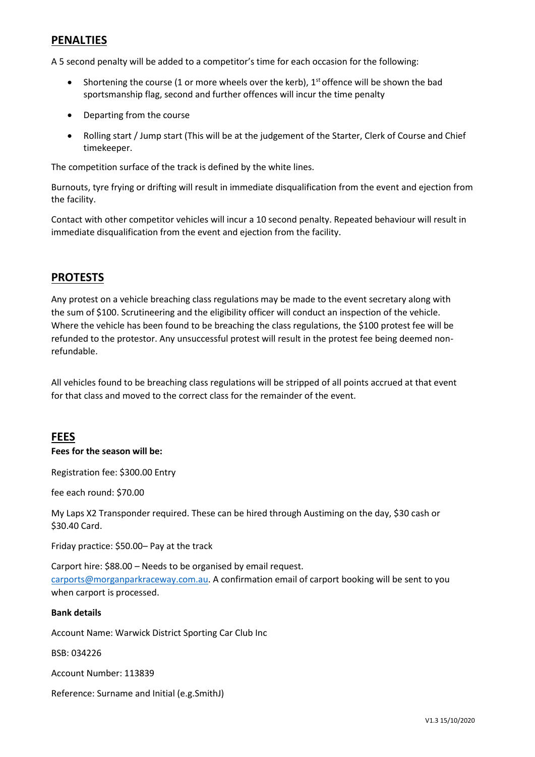## PENALTIES

A 5 second penalty will be added to a competitor's time for each occasion for the following:

- Shortening the course (1 or more wheels over the kerb), 1st offence will be shown the bad sportsmanship flag, second and further offences will incur the time penalty
- Departing from the course
- Rolling start / Jump start (This will be at the judgement of the Starter, Clerk of Course and Chief timekeeper.

The competition surface of the track is defined by the white lines.

Burnouts, tyre frying or drifting will result in immediate disqualification from the event and ejection from the facility.

Contact with other competitor vehicles will incur a 10 second penalty. Repeated behaviour will result in immediate disqualification from the event and ejection from the facility.

## PROTESTS

Any protest on a vehicle breaching class regulations may be made to the event secretary along with the sum of $100. Scrutineering and the eligibility officer will conduct an inspection of the vehicle. Where the vehicle has been found to be breaching the class regulations, the $100 protest fee will be refunded to the protestor. Any unsuccessful protest will result in the protest fee being deemed non-refundable.

All vehicles found to be breaching class regulations will be stripped of all points accrued at that event for that class and moved to the correct class for the remainder of the event.

## FEES

**Fees for the season will be:**

Registration fee: $300.00 Entry

fee each round: $70.00

My Laps X2 Transponder required. These can be hired through Austiming on the day, $30 cash or $30.40 Card.

Friday practice: $50.00– Pay at the track

Carport hire: $88.00 – Needs to be organised by email request. carports@morganparkraceway.com.au. A confirmation email of carport booking will be sent to you when carport is processed.

**Bank details**

Account Name: Warwick District Sporting Car Club Inc

BSB: 034226

Account Number: 113839

Reference: Surname and Initial (e.g.SmithJ)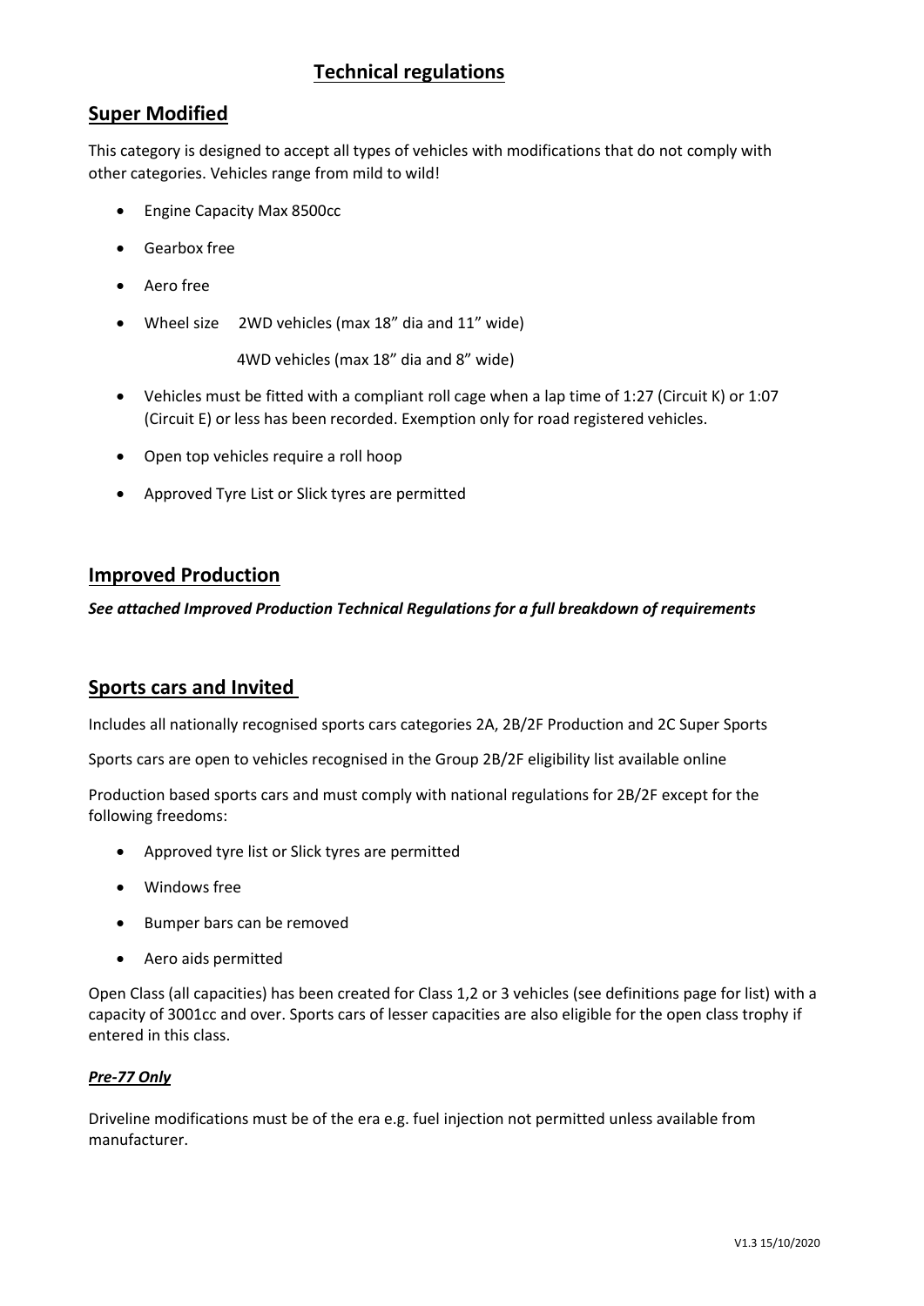# Technical regulations

## Super Modified

This category is designed to accept all types of vehicles with modifications that do not comply with other categories. Vehicles range from mild to wild!

- Engine Capacity Max 8500cc
- Gearbox free
- Aero free
- Wheel size 2WD vehicles (max 18" dia and 11" wide)

  4WD vehicles (max 18" dia and 8" wide)
- Vehicles must be fitted with a compliant roll cage when a lap time of 1:27 (Circuit K) or 1:07 (Circuit E) or less has been recorded. Exemption only for road registered vehicles.
- Open top vehicles require a roll hoop
- Approved Tyre List or Slick tyres are permitted

## Improved Production

***See attached Improved Production Technical Regulations for a full breakdown of requirements***

## Sports cars and Invited

Includes all nationally recognised sports cars categories 2A, 2B/2F Production and 2C Super Sports

Sports cars are open to vehicles recognised in the Group 2B/2F eligibility list available online

Production based sports cars and must comply with national regulations for 2B/2F except for the following freedoms:

- Approved tyre list or Slick tyres are permitted
- Windows free
- Bumper bars can be removed
- Aero aids permitted

Open Class (all capacities) has been created for Class 1,2 or 3 vehicles (see definitions page for list) with a capacity of 3001cc and over. Sports cars of lesser capacities are also eligible for the open class trophy if entered in this class.

### *Pre-77 Only*

Driveline modifications must be of the era e.g. fuel injection not permitted unless available from manufacturer.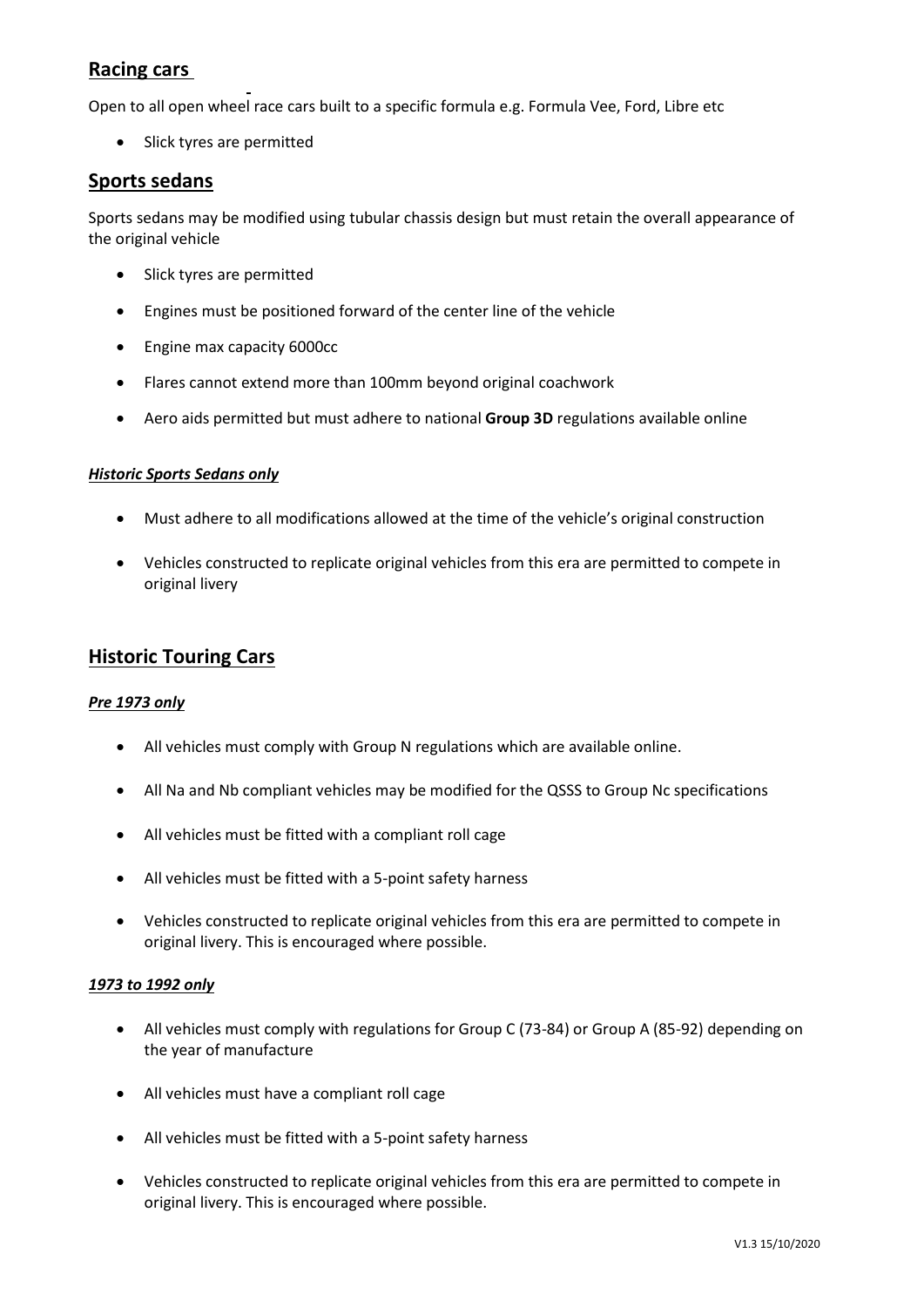## Racing cars

Open to all open wheel race cars built to a specific formula e.g. Formula Vee, Ford, Libre etc

- Slick tyres are permitted

## Sports sedans

Sports sedans may be modified using tubular chassis design but must retain the overall appearance of the original vehicle

- Slick tyres are permitted
- Engines must be positioned forward of the center line of the vehicle
- Engine max capacity 6000cc
- Flares cannot extend more than 100mm beyond original coachwork
- Aero aids permitted but must adhere to national **Group 3D** regulations available online

### *Historic Sports Sedans only*

- Must adhere to all modifications allowed at the time of the vehicle's original construction
- Vehicles constructed to replicate original vehicles from this era are permitted to compete in original livery

## Historic Touring Cars

### *Pre 1973 only*

- All vehicles must comply with Group N regulations which are available online.
- All Na and Nb compliant vehicles may be modified for the QSSS to Group Nc specifications
- All vehicles must be fitted with a compliant roll cage
- All vehicles must be fitted with a 5-point safety harness
- Vehicles constructed to replicate original vehicles from this era are permitted to compete in original livery. This is encouraged where possible.

### *1973 to 1992 only*

- All vehicles must comply with regulations for Group C (73-84) or Group A (85-92) depending on the year of manufacture
- All vehicles must have a compliant roll cage
- All vehicles must be fitted with a 5-point safety harness
- Vehicles constructed to replicate original vehicles from this era are permitted to compete in original livery. This is encouraged where possible.

V1.3 15/10/2020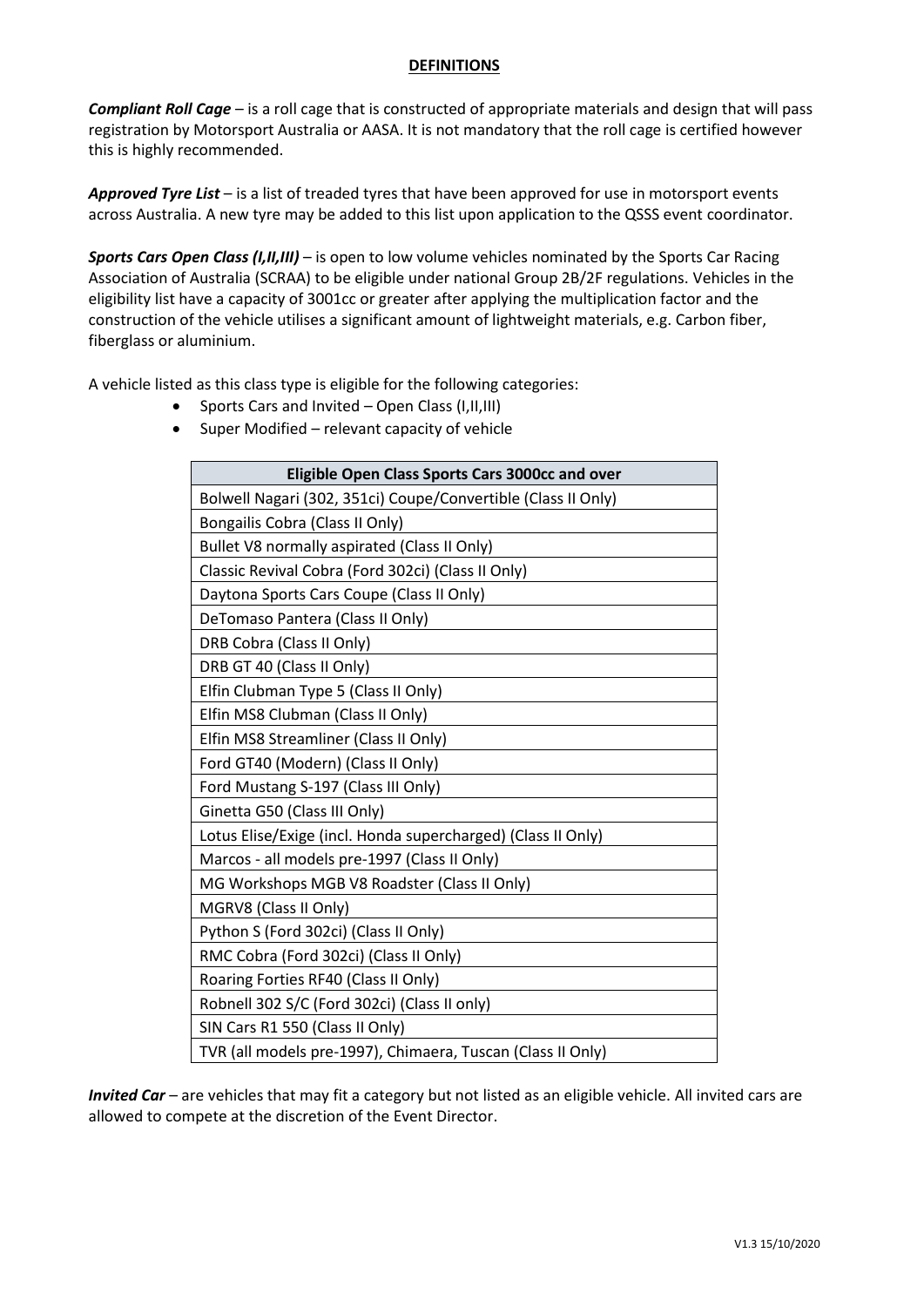## DEFINITIONS

***Compliant Roll Cage*** – is a roll cage that is constructed of appropriate materials and design that will pass registration by Motorsport Australia or AASA. It is not mandatory that the roll cage is certified however this is highly recommended.

***Approved Tyre List*** – is a list of treaded tyres that have been approved for use in motorsport events across Australia. A new tyre may be added to this list upon application to the QSSS event coordinator.

***Sports Cars Open Class (I,II,III)*** – is open to low volume vehicles nominated by the Sports Car Racing Association of Australia (SCRAA) to be eligible under national Group 2B/2F regulations. Vehicles in the eligibility list have a capacity of 3001cc or greater after applying the multiplication factor and the construction of the vehicle utilises a significant amount of lightweight materials, e.g. Carbon fiber, fiberglass or aluminium.

A vehicle listed as this class type is eligible for the following categories:

- Sports Cars and Invited – Open Class (I,II,III)
- Super Modified – relevant capacity of vehicle

| Eligible Open Class Sports Cars 3000cc and over |
|---|
| Bolwell Nagari (302, 351ci) Coupe/Convertible (Class II Only) |
| Bongailis Cobra (Class II Only) |
| Bullet V8 normally aspirated (Class II Only) |
| Classic Revival Cobra (Ford 302ci) (Class II Only) |
| Daytona Sports Cars Coupe (Class II Only) |
| DeTomaso Pantera (Class II Only) |
| DRB Cobra (Class II Only) |
| DRB GT 40 (Class II Only) |
| Elfin Clubman Type 5 (Class II Only) |
| Elfin MS8 Clubman (Class II Only) |
| Elfin MS8 Streamliner (Class II Only) |
| Ford GT40 (Modern) (Class II Only) |
| Ford Mustang S-197 (Class III Only) |
| Ginetta G50 (Class III Only) |
| Lotus Elise/Exige (incl. Honda supercharged) (Class II Only) |
| Marcos - all models pre-1997 (Class II Only) |
| MG Workshops MGB V8 Roadster (Class II Only) |
| MGRV8 (Class II Only) |
| Python S (Ford 302ci) (Class II Only) |
| RMC Cobra (Ford 302ci) (Class II Only) |
| Roaring Forties RF40 (Class II Only) |
| Robnell 302 S/C (Ford 302ci) (Class II only) |
| SIN Cars R1 550 (Class II Only) |
| TVR (all models pre-1997), Chimaera, Tuscan (Class II Only) |

***Invited Car*** – are vehicles that may fit a category but not listed as an eligible vehicle. All invited cars are allowed to compete at the discretion of the Event Director.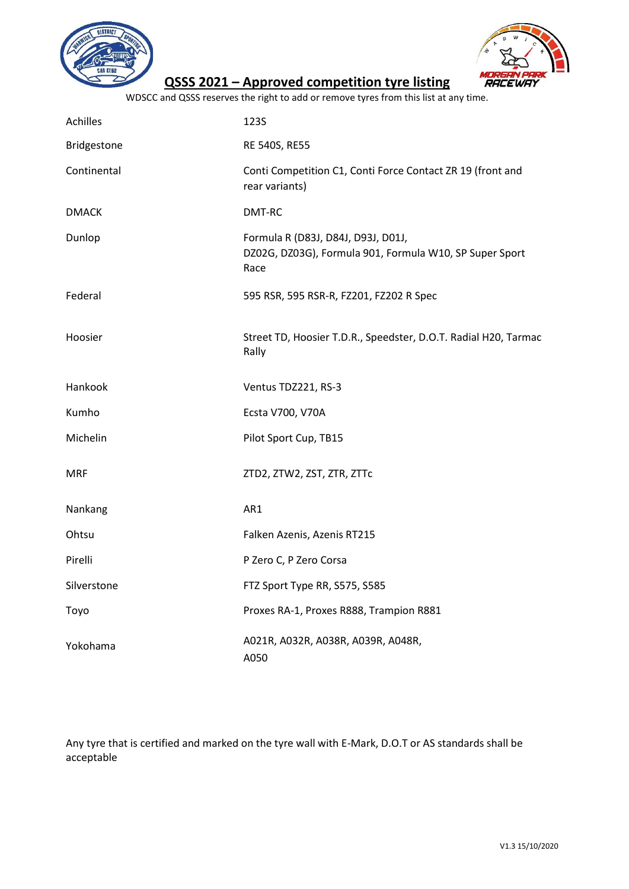# QSSS 2021 – Approved competition tyre listing

WDSCC and QSSS reserves the right to add or remove tyres from this list at any time.

| | |
|---|---|
| Achilles | 123S |
| Bridgestone | RE 540S, RE55 |
| Continental | Conti Competition C1, Conti Force Contact ZR 19 (front and rear variants) |
| DMACK | DMT-RC |
| Dunlop | Formula R (D83J, D84J, D93J, D01J, DZ02G, DZ03G), Formula 901, Formula W10, SP Super Sport Race |
| Federal | 595 RSR, 595 RSR-R, FZ201, FZ202 R Spec |
| Hoosier | Street TD, Hoosier T.D.R., Speedster, D.O.T. Radial H20, Tarmac Rally |
| Hankook | Ventus TDZ221, RS-3 |
| Kumho | Ecsta V700, V70A |
| Michelin | Pilot Sport Cup, TB15 |
| MRF | ZTD2, ZTW2, ZST, ZTR, ZTTc |
| Nankang | AR1 |
| Ohtsu | Falken Azenis, Azenis RT215 |
| Pirelli | P Zero C, P Zero Corsa |
| Silverstone | FTZ Sport Type RR, S575, S585 |
| Toyo | Proxes RA-1, Proxes R888, Trampion R881 |
| Yokohama | A021R, A032R, A038R, A039R, A048R, A050 |

Any tyre that is certified and marked on the tyre wall with E-Mark, D.O.T or AS standards shall be acceptable

V1.3 15/10/2020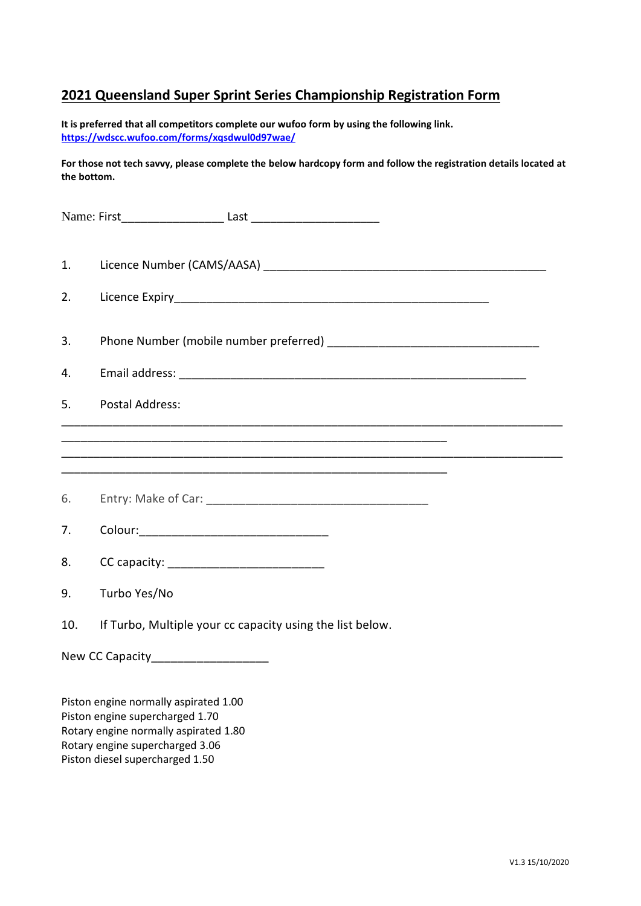## 2021 Queensland Super Sprint Series Championship Registration Form

**It is preferred that all competitors complete our wufoo form by using the following link.**
**https://wdscc.wufoo.com/forms/xqsdwul0d97wae/**

**For those not tech savvy, please complete the below hardcopy form and follow the registration details located at the bottom.**

Name: First________________ Last ____________________

1. Licence Number (CAMS/AASA) ____________________________________________
2. Licence Expiry __________________________________________________
3. Phone Number (mobile number preferred) ________________________________
4. Email address: ______________________________________________________
5. Postal Address:

______________________________________________________________________________
____________________________________________________________
______________________________________________________________________________
____________________________________________________________

6. Entry: Make of Car: ___________________________________
7. Colour:_____________________________
8. CC capacity: ________________________
9. Turbo Yes/No
10. If Turbo, Multiple your cc capacity using the list below.

New CC Capacity__________________

Piston engine normally aspirated 1.00
Piston engine supercharged 1.70
Rotary engine normally aspirated 1.80
Rotary engine supercharged 3.06
Piston diesel supercharged 1.50

V1.3 15/10/2020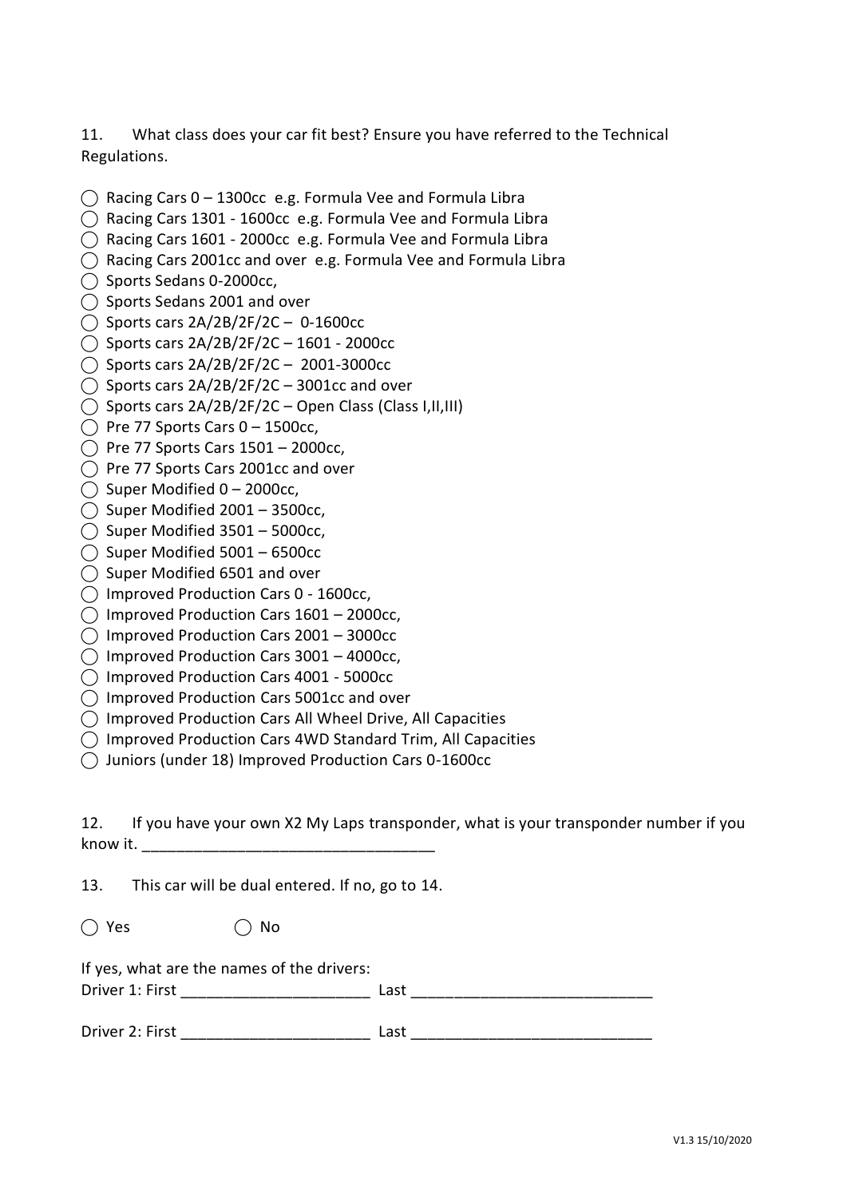11. What class does your car fit best? Ensure you have referred to the Technical Regulations.

◯ Racing Cars 0 – 1300cc e.g. Formula Vee and Formula Libra
◯ Racing Cars 1301 - 1600cc e.g. Formula Vee and Formula Libra
◯ Racing Cars 1601 - 2000cc e.g. Formula Vee and Formula Libra
◯ Racing Cars 2001cc and over e.g. Formula Vee and Formula Libra
◯ Sports Sedans 0-2000cc,
◯ Sports Sedans 2001 and over
◯ Sports cars 2A/2B/2F/2C – 0-1600cc
◯ Sports cars 2A/2B/2F/2C – 1601 - 2000cc
◯ Sports cars 2A/2B/2F/2C – 2001-3000cc
◯ Sports cars 2A/2B/2F/2C – 3001cc and over
◯ Sports cars 2A/2B/2F/2C – Open Class (Class I,II,III)
◯ Pre 77 Sports Cars 0 – 1500cc,
◯ Pre 77 Sports Cars 1501 – 2000cc,
◯ Pre 77 Sports Cars 2001cc and over
◯ Super Modified 0 – 2000cc,
◯ Super Modified 2001 – 3500cc,
◯ Super Modified 3501 – 5000cc,
◯ Super Modified 5001 – 6500cc
◯ Super Modified 6501 and over
◯ Improved Production Cars 0 - 1600cc,
◯ Improved Production Cars 1601 – 2000cc,
◯ Improved Production Cars 2001 – 3000cc
◯ Improved Production Cars 3001 – 4000cc,
◯ Improved Production Cars 4001 - 5000cc
◯ Improved Production Cars 5001cc and over
◯ Improved Production Cars All Wheel Drive, All Capacities
◯ Improved Production Cars 4WD Standard Trim, All Capacities
◯ Juniors (under 18) Improved Production Cars 0-1600cc

12. If you have your own X2 My Laps transponder, what is your transponder number if you know it. _________________________________

13. This car will be dual entered. If no, go to 14.

◯ Yes ◯ No

If yes, what are the names of the drivers:
Driver 1: First _____________________ Last ___________________________

Driver 2: First _____________________ Last ___________________________

V1.3 15/10/2020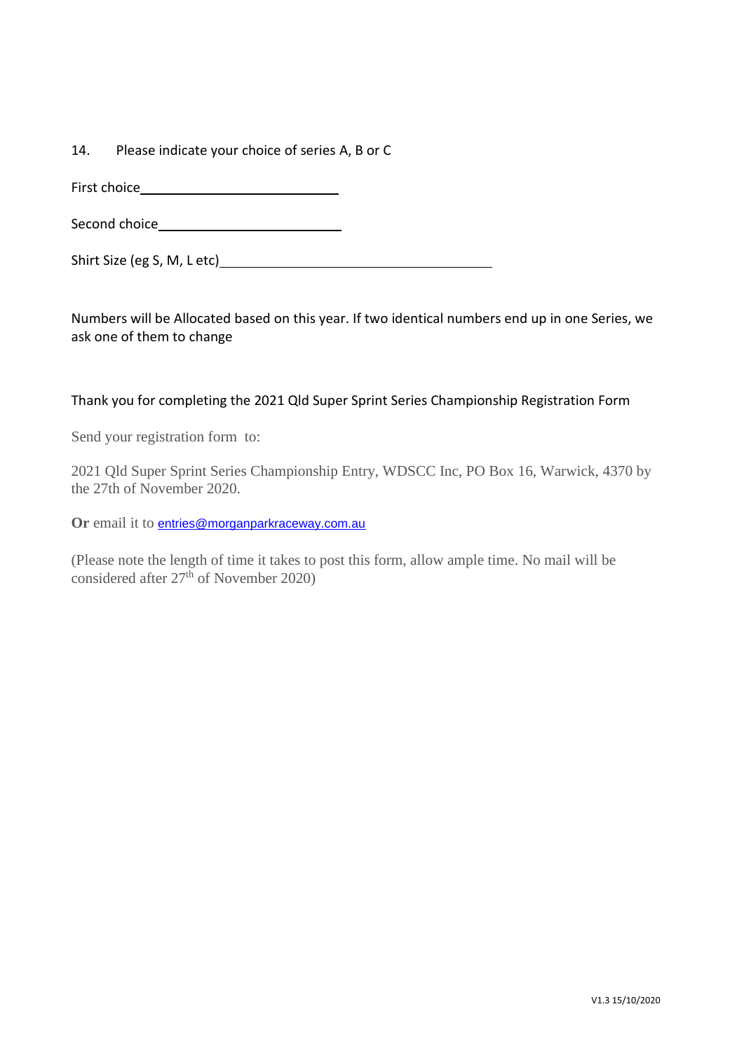14. Please indicate your choice of series A, B or C

First choice\_\_\_\_\_\_\_\_\_\_\_\_\_\_\_\_\_\_\_\_\_\_\_\_

Second choice\_\_\_\_\_\_\_\_\_\_\_\_\_\_\_\_\_\_\_\_\_\_\_\_

Shirt Size (eg S, M, L etc)\_\_\_\_\_\_\_\_\_\_\_\_\_\_\_\_\_\_\_\_\_\_\_\_\_\_\_\_\_\_\_\_\_\_

Numbers will be Allocated based on this year. If two identical numbers end up in one Series, we ask one of them to change

Thank you for completing the 2021 Qld Super Sprint Series Championship Registration Form

Send your registration form to:

2021 Qld Super Sprint Series Championship Entry, WDSCC Inc, PO Box 16, Warwick, 4370 by the 27th of November 2020.

**Or** email it to entries@morganparkraceway.com.au

(Please note the length of time it takes to post this form, allow ample time. No mail will be considered after 27th of November 2020)

V1.3 15/10/2020